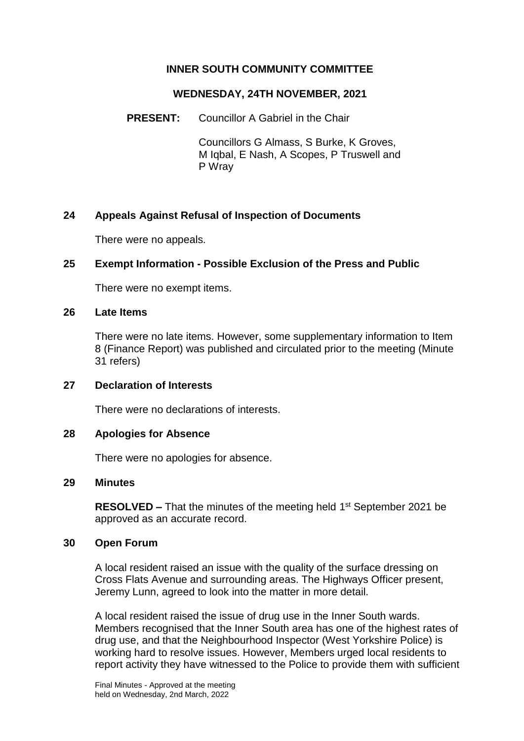# INNER SOUTH COMMUNITY COMMITTEE

## WEDNESDAY, 24TH NOVEMBER, 2021

**PRESENT:** Councillor A Gabriel in the Chair

Councillors G Almass, S Burke, K Groves, M Iqbal, E Nash, A Scopes, P Truswell and P Wray

### 24 Appeals Against Refusal of Inspection of Documents

There were no appeals.

### 25 Exempt Information - Possible Exclusion of the Press and Public

There were no exempt items.

### 26 Late Items

There were no late items. However, some supplementary information to Item 8 (Finance Report) was published and circulated prior to the meeting (Minute 31 refers)

### 27 Declaration of Interests

There were no declarations of interests.

### 28 Apologies for Absence

There were no apologies for absence.

### 29 Minutes

**RESOLVED –** That the minutes of the meeting held 1st September 2021 be approved as an accurate record.

### 30 Open Forum

A local resident raised an issue with the quality of the surface dressing on Cross Flats Avenue and surrounding areas. The Highways Officer present, Jeremy Lunn, agreed to look into the matter in more detail.

A local resident raised the issue of drug use in the Inner South wards. Members recognised that the Inner South area has one of the highest rates of drug use, and that the Neighbourhood Inspector (West Yorkshire Police) is working hard to resolve issues. However, Members urged local residents to report activity they have witnessed to the Police to provide them with sufficient

Final Minutes - Approved at the meeting held on Wednesday, 2nd March, 2022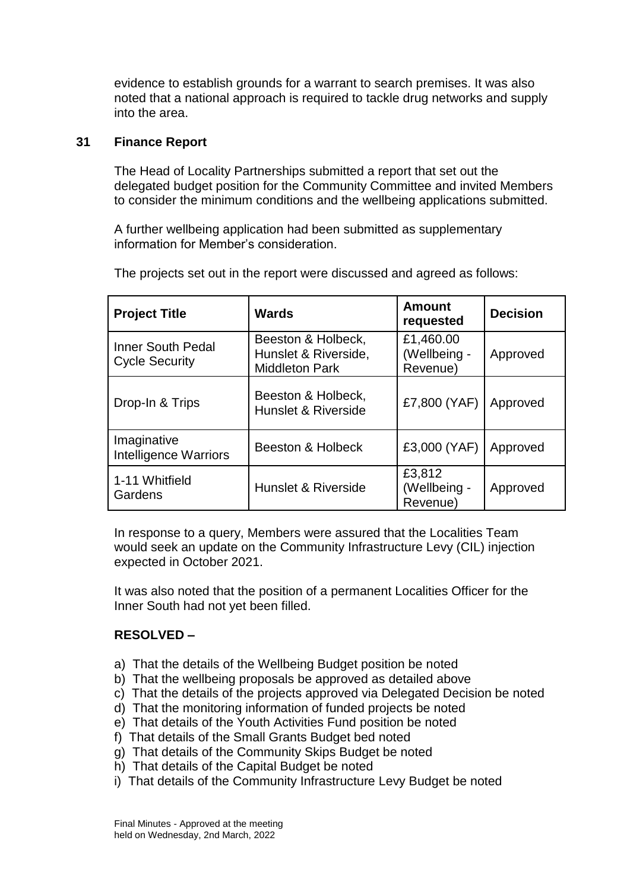evidence to establish grounds for a warrant to search premises. It was also noted that a national approach is required to tackle drug networks and supply into the area.

## 31 Finance Report

The Head of Locality Partnerships submitted a report that set out the delegated budget position for the Community Committee and invited Members to consider the minimum conditions and the wellbeing applications submitted.

A further wellbeing application had been submitted as supplementary information for Member's consideration.

The projects set out in the report were discussed and agreed as follows:

| Project Title | Wards | Amount requested | Decision |
|---|---|---|---|
| Inner South Pedal Cycle Security | Beeston & Holbeck, Hunslet & Riverside, Middleton Park | £1,460.00 (Wellbeing - Revenue) | Approved |
| Drop-In & Trips | Beeston & Holbeck, Hunslet & Riverside | £7,800 (YAF) | Approved |
| Imaginative Intelligence Warriors | Beeston & Holbeck | £3,000 (YAF) | Approved |
| 1-11 Whitfield Gardens | Hunslet & Riverside | £3,812 (Wellbeing - Revenue) | Approved |

In response to a query, Members were assured that the Localities Team would seek an update on the Community Infrastructure Levy (CIL) injection expected in October 2021.

It was also noted that the position of a permanent Localities Officer for the Inner South had not yet been filled.

**RESOLVED –**

a) That the details of the Wellbeing Budget position be noted
b) That the wellbeing proposals be approved as detailed above
c) That the details of the projects approved via Delegated Decision be noted
d) That the monitoring information of funded projects be noted
e) That details of the Youth Activities Fund position be noted
f) That details of the Small Grants Budget bed noted
g) That details of the Community Skips Budget be noted
h) That details of the Capital Budget be noted
i) That details of the Community Infrastructure Levy Budget be noted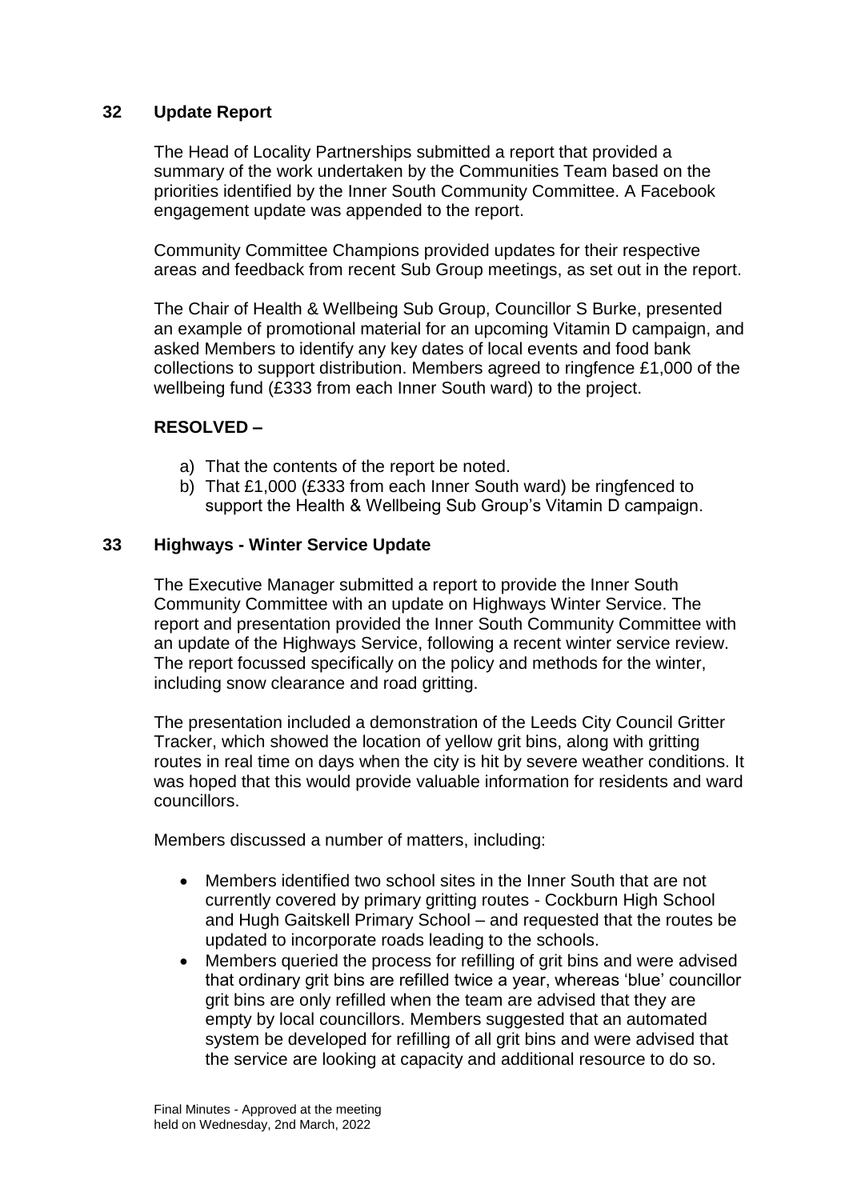## 32 Update Report

The Head of Locality Partnerships submitted a report that provided a summary of the work undertaken by the Communities Team based on the priorities identified by the Inner South Community Committee. A Facebook engagement update was appended to the report.

Community Committee Champions provided updates for their respective areas and feedback from recent Sub Group meetings, as set out in the report.

The Chair of Health & Wellbeing Sub Group, Councillor S Burke, presented an example of promotional material for an upcoming Vitamin D campaign, and asked Members to identify any key dates of local events and food bank collections to support distribution. Members agreed to ringfence £1,000 of the wellbeing fund (£333 from each Inner South ward) to the project.

**RESOLVED –**

a) That the contents of the report be noted.
b) That £1,000 (£333 from each Inner South ward) be ringfenced to support the Health & Wellbeing Sub Group's Vitamin D campaign.

## 33 Highways - Winter Service Update

The Executive Manager submitted a report to provide the Inner South Community Committee with an update on Highways Winter Service. The report and presentation provided the Inner South Community Committee with an update of the Highways Service, following a recent winter service review. The report focussed specifically on the policy and methods for the winter, including snow clearance and road gritting.

The presentation included a demonstration of the Leeds City Council Gritter Tracker, which showed the location of yellow grit bins, along with gritting routes in real time on days when the city is hit by severe weather conditions. It was hoped that this would provide valuable information for residents and ward councillors.

Members discussed a number of matters, including:

- Members identified two school sites in the Inner South that are not currently covered by primary gritting routes - Cockburn High School and Hugh Gaitskell Primary School – and requested that the routes be updated to incorporate roads leading to the schools.
- Members queried the process for refilling of grit bins and were advised that ordinary grit bins are refilled twice a year, whereas 'blue' councillor grit bins are only refilled when the team are advised that they are empty by local councillors. Members suggested that an automated system be developed for refilling of all grit bins and were advised that the service are looking at capacity and additional resource to do so.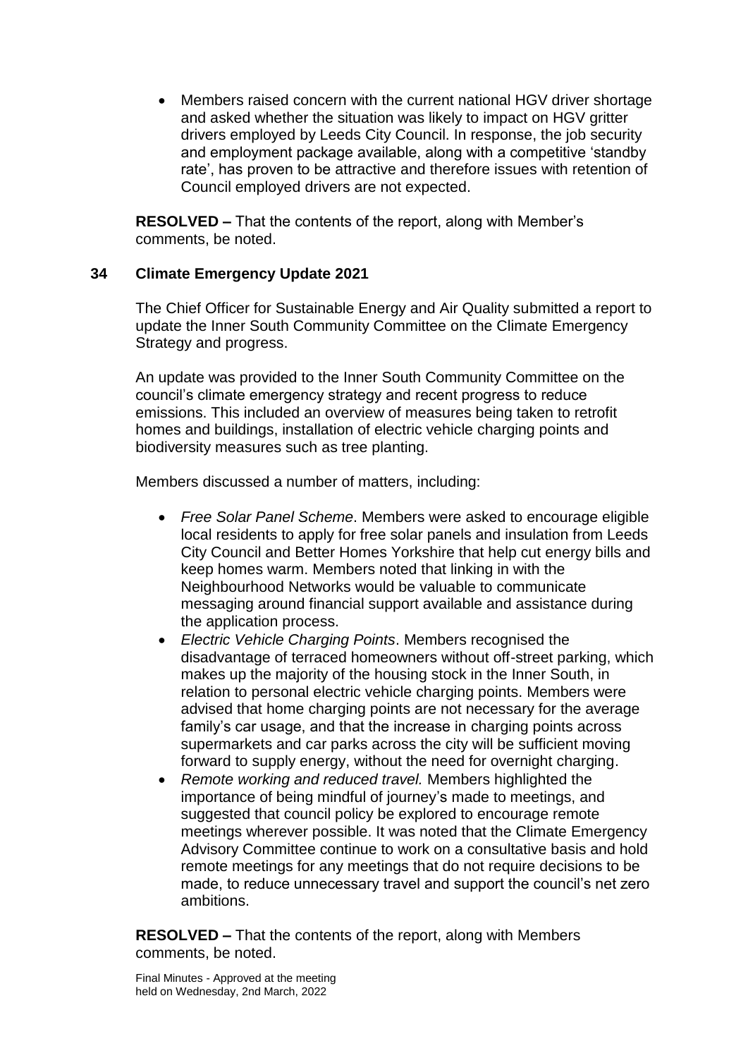- Members raised concern with the current national HGV driver shortage and asked whether the situation was likely to impact on HGV gritter drivers employed by Leeds City Council. In response, the job security and employment package available, along with a competitive 'standby rate', has proven to be attractive and therefore issues with retention of Council employed drivers are not expected.

**RESOLVED –** That the contents of the report, along with Member's comments, be noted.

## 34 Climate Emergency Update 2021

The Chief Officer for Sustainable Energy and Air Quality submitted a report to update the Inner South Community Committee on the Climate Emergency Strategy and progress.

An update was provided to the Inner South Community Committee on the council's climate emergency strategy and recent progress to reduce emissions. This included an overview of measures being taken to retrofit homes and buildings, installation of electric vehicle charging points and biodiversity measures such as tree planting.

Members discussed a number of matters, including:

- *Free Solar Panel Scheme*. Members were asked to encourage eligible local residents to apply for free solar panels and insulation from Leeds City Council and Better Homes Yorkshire that help cut energy bills and keep homes warm. Members noted that linking in with the Neighbourhood Networks would be valuable to communicate messaging around financial support available and assistance during the application process.
- *Electric Vehicle Charging Points*. Members recognised the disadvantage of terraced homeowners without off-street parking, which makes up the majority of the housing stock in the Inner South, in relation to personal electric vehicle charging points. Members were advised that home charging points are not necessary for the average family's car usage, and that the increase in charging points across supermarkets and car parks across the city will be sufficient moving forward to supply energy, without the need for overnight charging.
- *Remote working and reduced travel.* Members highlighted the importance of being mindful of journey's made to meetings, and suggested that council policy be explored to encourage remote meetings wherever possible. It was noted that the Climate Emergency Advisory Committee continue to work on a consultative basis and hold remote meetings for any meetings that do not require decisions to be made, to reduce unnecessary travel and support the council's net zero ambitions.

**RESOLVED –** That the contents of the report, along with Members comments, be noted.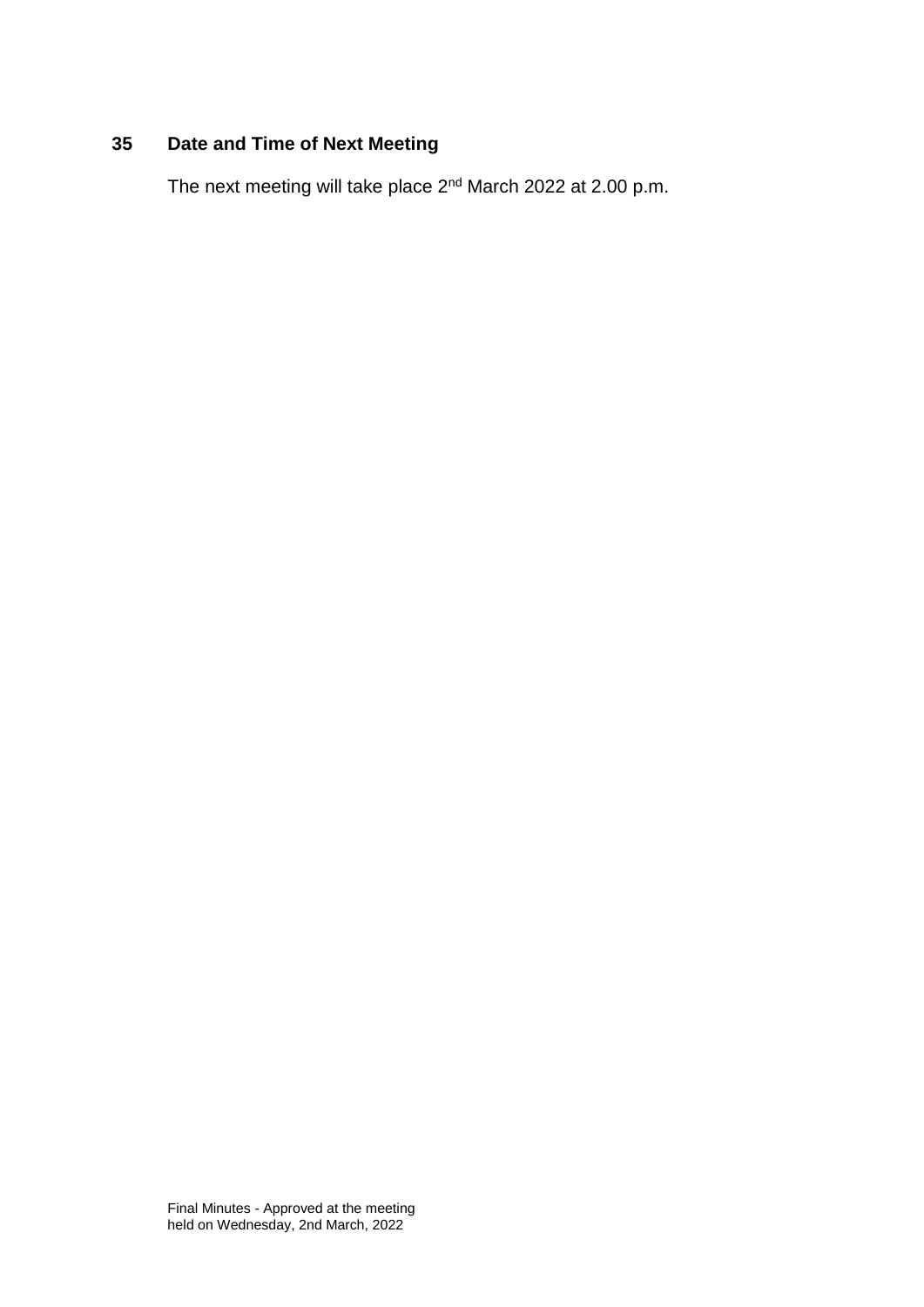## 35 Date and Time of Next Meeting

The next meeting will take place 2nd March 2022 at 2.00 p.m.